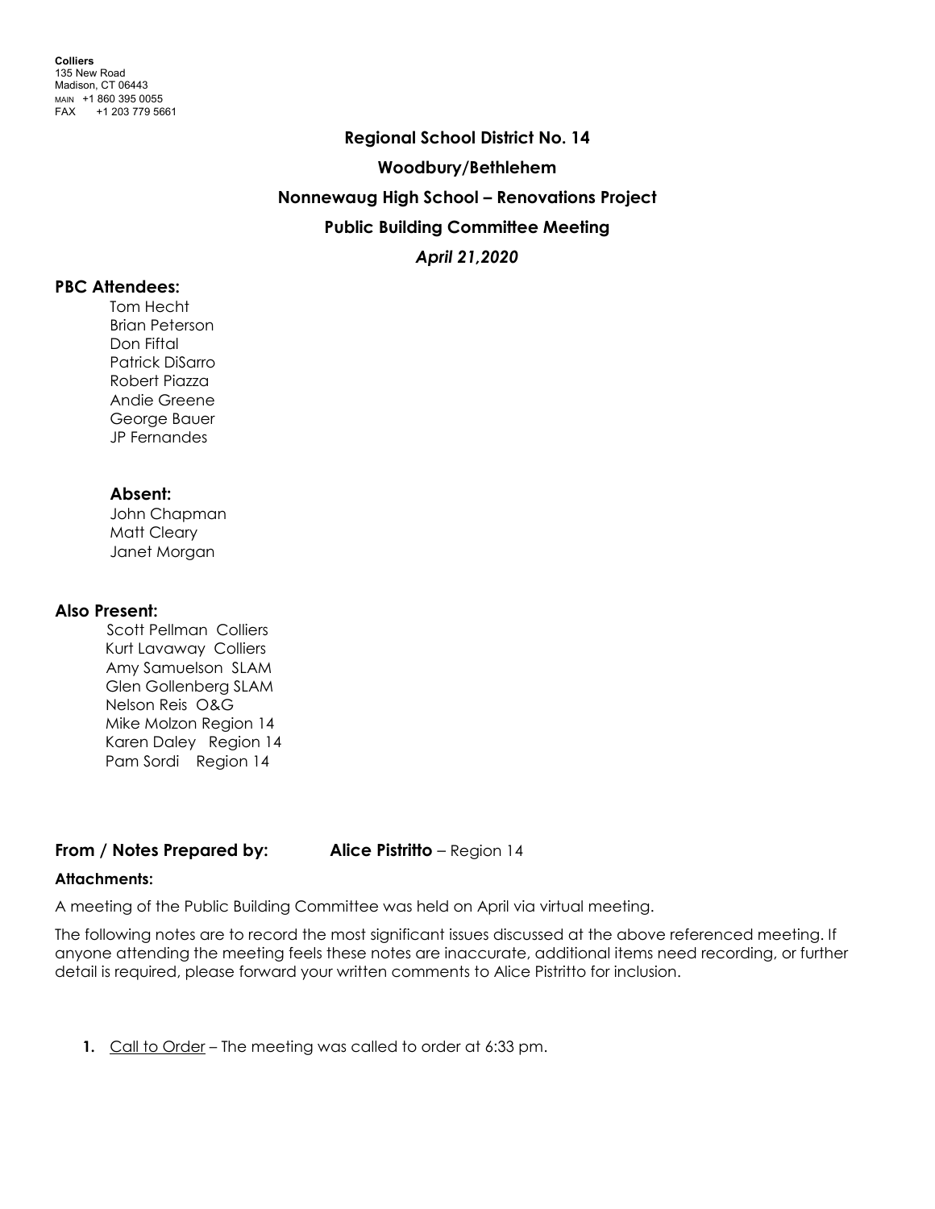**Colliers**
135 New Road
Madison, CT 06443
MAIN +1 860 395 0055
FAX +1 203 779 5661

## Regional School District No. 14

## Woodbury/Bethlehem

## Nonnewaug High School – Renovations Project

## Public Building Committee Meeting

***April 21,2020***

### PBC Attendees:

Tom Hecht
Brian Peterson
Don Fiftal
Patrick DiSarro
Robert Piazza
Andie Greene
George Bauer
JP Fernandes

**Absent:**

John Chapman
Matt Cleary
Janet Morgan

### Also Present:

Scott Pellman Colliers
Kurt Lavaway Colliers
Amy Samuelson SLAM
Glen Gollenberg SLAM
Nelson Reis O&G
Mike Molzon Region 14
Karen Daley Region 14
Pam Sordi Region 14

**From / Notes Prepared by:** **Alice Pistritto** – Region 14

**Attachments:**

A meeting of the Public Building Committee was held on April via virtual meeting.

The following notes are to record the most significant issues discussed at the above referenced meeting. If anyone attending the meeting feels these notes are inaccurate, additional items need recording, or further detail is required, please forward your written comments to Alice Pistritto for inclusion.

1. Call to Order – The meeting was called to order at 6:33 pm.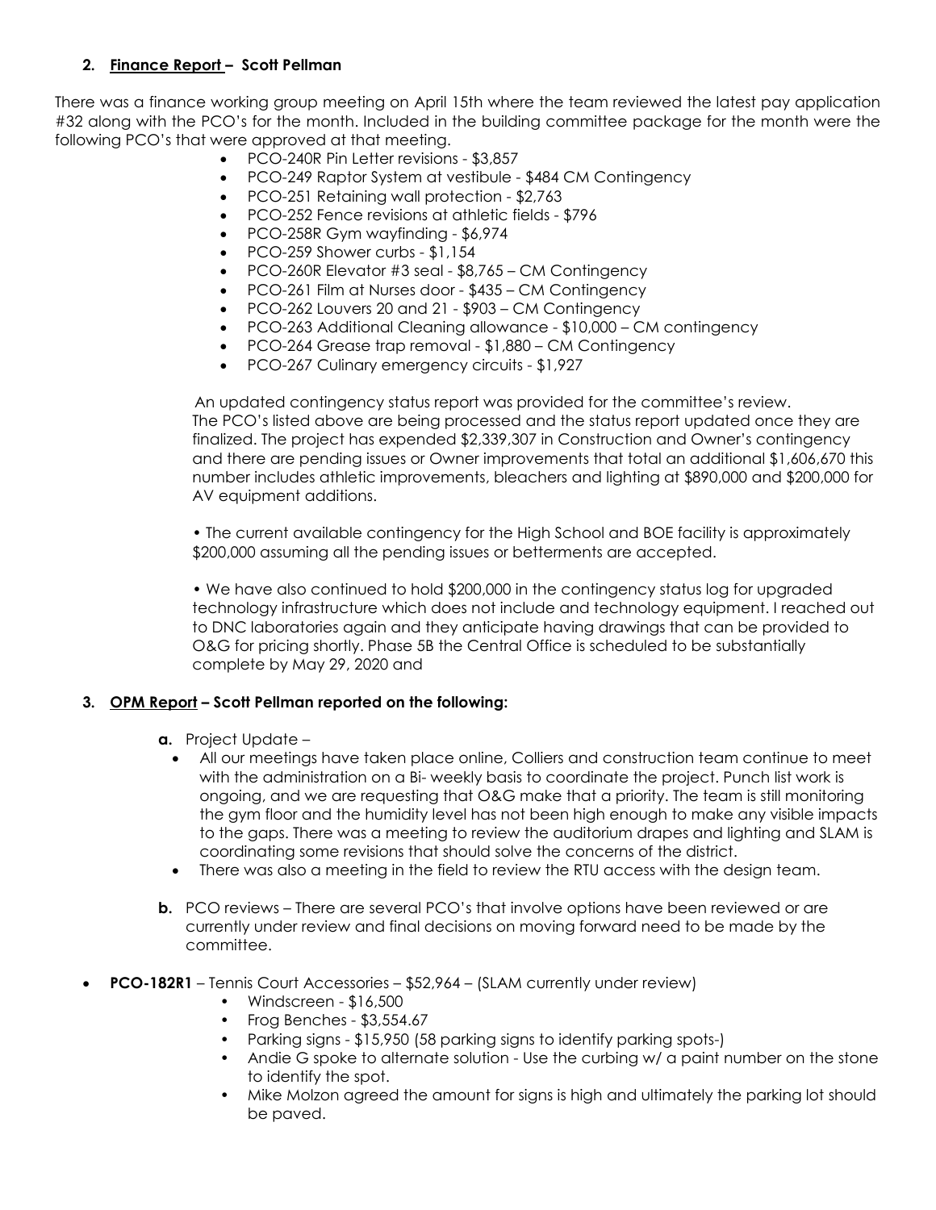**2. Finance Report – Scott Pellman**

There was a finance working group meeting on April 15th where the team reviewed the latest pay application #32 along with the PCO's for the month. Included in the building committee package for the month were the following PCO's that were approved at that meeting.

- PCO-240R Pin Letter revisions - $3,857
- PCO-249 Raptor System at vestibule - $484 CM Contingency
- PCO-251 Retaining wall protection - $2,763
- PCO-252 Fence revisions at athletic fields - $796
- PCO-258R Gym wayfinding - $6,974
- PCO-259 Shower curbs - $1,154
- PCO-260R Elevator #3 seal - $8,765 – CM Contingency
- PCO-261 Film at Nurses door - $435 – CM Contingency
- PCO-262 Louvers 20 and 21 - $903 – CM Contingency
- PCO-263 Additional Cleaning allowance - $10,000 – CM contingency
- PCO-264 Grease trap removal - $1,880 – CM Contingency
- PCO-267 Culinary emergency circuits - $1,927

An updated contingency status report was provided for the committee's review. The PCO's listed above are being processed and the status report updated once they are finalized. The project has expended $2,339,307 in Construction and Owner's contingency and there are pending issues or Owner improvements that total an additional $1,606,670 this number includes athletic improvements, bleachers and lighting at $890,000 and $200,000 for AV equipment additions.

• The current available contingency for the High School and BOE facility is approximately $200,000 assuming all the pending issues or betterments are accepted.

• We have also continued to hold $200,000 in the contingency status log for upgraded technology infrastructure which does not include and technology equipment. I reached out to DNC laboratories again and they anticipate having drawings that can be provided to O&G for pricing shortly. Phase 5B the Central Office is scheduled to be substantially complete by May 29, 2020 and

**3. OPM Report – Scott Pellman reported on the following:**

**a.** Project Update –

- All our meetings have taken place online, Colliers and construction team continue to meet with the administration on a Bi- weekly basis to coordinate the project. Punch list work is ongoing, and we are requesting that O&G make that a priority. The team is still monitoring the gym floor and the humidity level has not been high enough to make any visible impacts to the gaps. There was a meeting to review the auditorium drapes and lighting and SLAM is coordinating some revisions that should solve the concerns of the district.
- There was also a meeting in the field to review the RTU access with the design team.

**b.** PCO reviews – There are several PCO's that involve options have been reviewed or are currently under review and final decisions on moving forward need to be made by the committee.

- **PCO-182R1** – Tennis Court Accessories – $52,964 – (SLAM currently under review)
  - Windscreen - $16,500
  - Frog Benches - $3,554.67
  - Parking signs - $15,950 (58 parking signs to identify parking spots-)
  - Andie G spoke to alternate solution - Use the curbing w/ a paint number on the stone to identify the spot.
  - Mike Molzon agreed the amount for signs is high and ultimately the parking lot should be paved.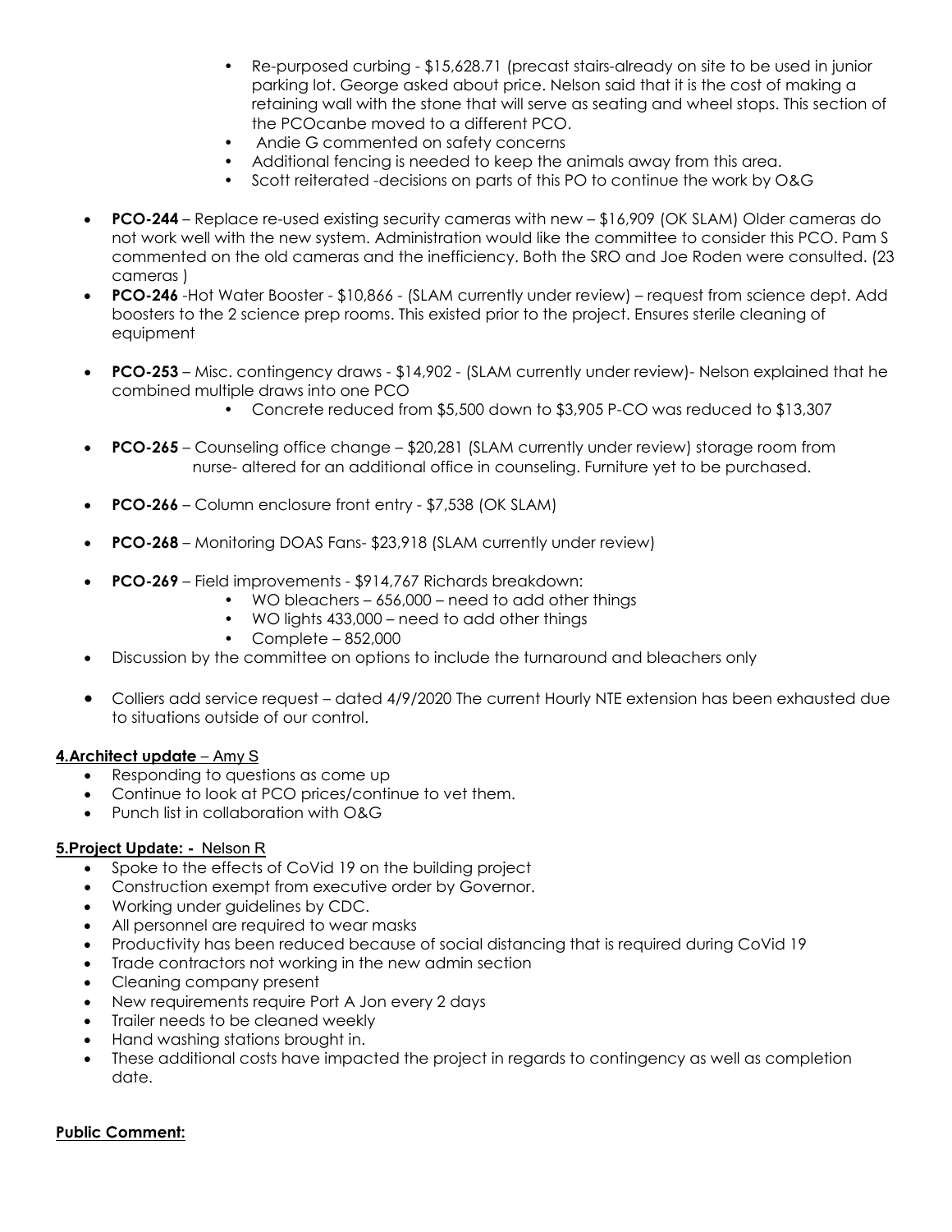- Re-purposed curbing - $15,628.71 (precast stairs-already on site to be used in junior parking lot. George asked about price. Nelson said that it is the cost of making a retaining wall with the stone that will serve as seating and wheel stops. This section of the PCOcanbe moved to a different PCO.
- Andie G commented on safety concerns
- Additional fencing is needed to keep the animals away from this area.
- Scott reiterated -decisions on parts of this PO to continue the work by O&G

- **PCO-244** – Replace re-used existing security cameras with new – $16,909 (OK SLAM) Older cameras do not work well with the new system. Administration would like the committee to consider this PCO. Pam S commented on the old cameras and the inefficiency. Both the SRO and Joe Roden were consulted. (23 cameras )
- **PCO-246** -Hot Water Booster - $10,866 - (SLAM currently under review) – request from science dept. Add boosters to the 2 science prep rooms. This existed prior to the project. Ensures sterile cleaning of equipment
- **PCO-253** – Misc. contingency draws - $14,902 - (SLAM currently under review)- Nelson explained that he combined multiple draws into one PCO
  - Concrete reduced from $5,500 down to $3,905 P-CO was reduced to $13,307
- **PCO-265** – Counseling office change – $20,281 (SLAM currently under review) storage room from nurse- altered for an additional office in counseling. Furniture yet to be purchased.
- **PCO-266** – Column enclosure front entry - $7,538 (OK SLAM)
- **PCO-268** – Monitoring DOAS Fans- $23,918 (SLAM currently under review)
- **PCO-269** – Field improvements - $914,767 Richards breakdown:
  - WO bleachers – 656,000 – need to add other things
  - WO lights 433,000 – need to add other things
  - Complete – 852,000
- Discussion by the committee on options to include the turnaround and bleachers only
- Colliers add service request – dated 4/9/2020 The current Hourly NTE extension has been exhausted due to situations outside of our control.

**4.Architect update** – Amy S

- Responding to questions as come up
- Continue to look at PCO prices/continue to vet them.
- Punch list in collaboration with O&G

**5.Project Update: -** Nelson R

- Spoke to the effects of CoVid 19 on the building project
- Construction exempt from executive order by Governor.
- Working under guidelines by CDC.
- All personnel are required to wear masks
- Productivity has been reduced because of social distancing that is required during CoVid 19
- Trade contractors not working in the new admin section
- Cleaning company present
- New requirements require Port A Jon every 2 days
- Trailer needs to be cleaned weekly
- Hand washing stations brought in.
- These additional costs have impacted the project in regards to contingency as well as completion date.

**Public Comment:**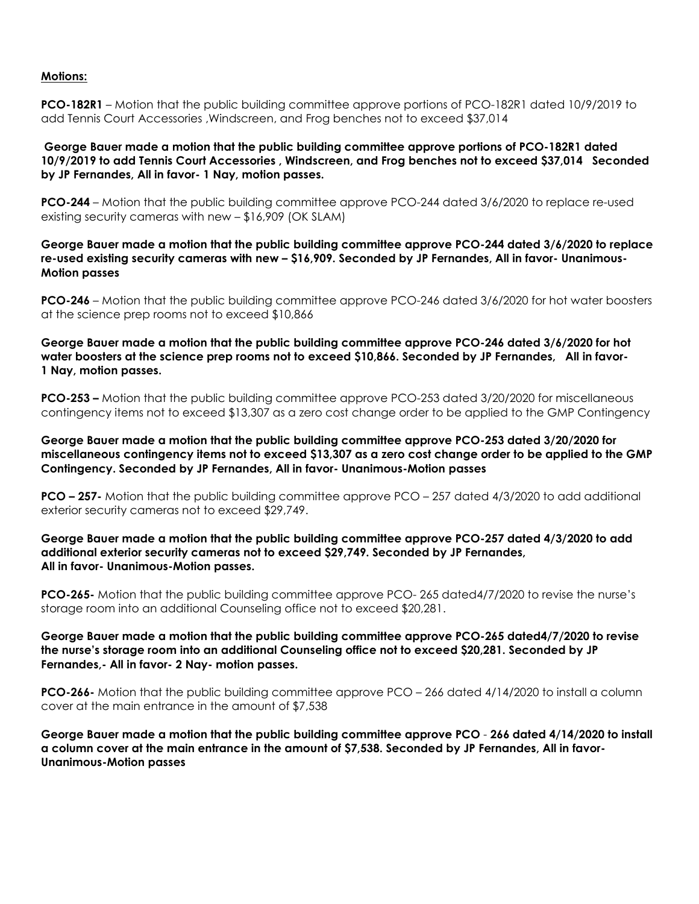**Motions:**

**PCO-182R1** – Motion that the public building committee approve portions of PCO-182R1 dated 10/9/2019 to add Tennis Court Accessories ,Windscreen, and Frog benches not to exceed $37,014

**George Bauer made a motion that the public building committee approve portions of PCO-182R1 dated 10/9/2019 to add Tennis Court Accessories , Windscreen, and Frog benches not to exceed $37,014 Seconded by JP Fernandes, All in favor- 1 Nay, motion passes.**

**PCO-244** – Motion that the public building committee approve PCO-244 dated 3/6/2020 to replace re-used existing security cameras with new – $16,909 (OK SLAM)

**George Bauer made a motion that the public building committee approve PCO-244 dated 3/6/2020 to replace re-used existing security cameras with new – $16,909. Seconded by JP Fernandes, All in favor- Unanimous-Motion passes**

**PCO-246** – Motion that the public building committee approve PCO-246 dated 3/6/2020 for hot water boosters at the science prep rooms not to exceed $10,866

**George Bauer made a motion that the public building committee approve PCO-246 dated 3/6/2020 for hot water boosters at the science prep rooms not to exceed $10,866. Seconded by JP Fernandes, All in favor- 1 Nay, motion passes.**

**PCO-253 –** Motion that the public building committee approve PCO-253 dated 3/20/2020 for miscellaneous contingency items not to exceed $13,307 as a zero cost change order to be applied to the GMP Contingency

**George Bauer made a motion that the public building committee approve PCO-253 dated 3/20/2020 for miscellaneous contingency items not to exceed $13,307 as a zero cost change order to be applied to the GMP Contingency. Seconded by JP Fernandes, All in favor- Unanimous-Motion passes**

**PCO – 257-** Motion that the public building committee approve PCO – 257 dated 4/3/2020 to add additional exterior security cameras not to exceed $29,749.

**George Bauer made a motion that the public building committee approve PCO-257 dated 4/3/2020 to add additional exterior security cameras not to exceed $29,749. Seconded by JP Fernandes, All in favor- Unanimous-Motion passes.**

**PCO-265-** Motion that the public building committee approve PCO- 265 dated4/7/2020 to revise the nurse's storage room into an additional Counseling office not to exceed $20,281.

**George Bauer made a motion that the public building committee approve PCO-265 dated4/7/2020 to revise the nurse's storage room into an additional Counseling office not to exceed $20,281. Seconded by JP Fernandes,- All in favor- 2 Nay- motion passes.**

**PCO-266-** Motion that the public building committee approve PCO – 266 dated 4/14/2020 to install a column cover at the main entrance in the amount of $7,538

**George Bauer made a motion that the public building committee approve PCO - 266 dated 4/14/2020 to install a column cover at the main entrance in the amount of $7,538. Seconded by JP Fernandes, All in favor- Unanimous-Motion passes**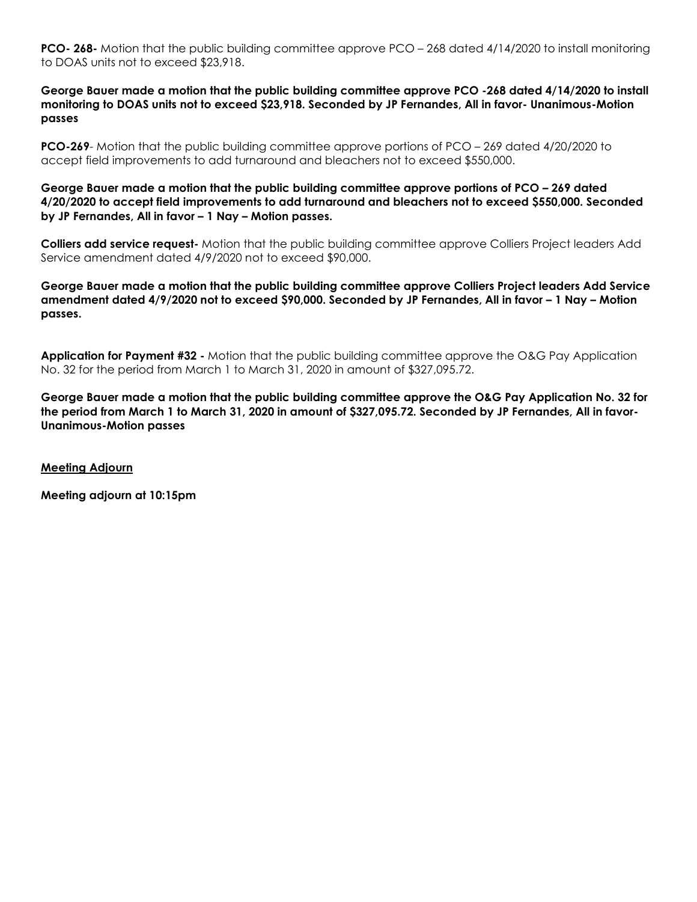**PCO- 268-** Motion that the public building committee approve PCO – 268 dated 4/14/2020 to install monitoring to DOAS units not to exceed $23,918.

**George Bauer made a motion that the public building committee approve PCO -268 dated 4/14/2020 to install monitoring to DOAS units not to exceed $23,918. Seconded by JP Fernandes, All in favor- Unanimous-Motion passes**

**PCO-269**- Motion that the public building committee approve portions of PCO – 269 dated 4/20/2020 to accept field improvements to add turnaround and bleachers not to exceed $550,000.

**George Bauer made a motion that the public building committee approve portions of PCO – 269 dated 4/20/2020 to accept field improvements to add turnaround and bleachers not to exceed $550,000. Seconded by JP Fernandes, All in favor – 1 Nay – Motion passes.**

**Colliers add service request-** Motion that the public building committee approve Colliers Project leaders Add Service amendment dated 4/9/2020 not to exceed $90,000.

**George Bauer made a motion that the public building committee approve Colliers Project leaders Add Service amendment dated 4/9/2020 not to exceed $90,000. Seconded by JP Fernandes, All in favor – 1 Nay – Motion passes.**

**Application for Payment #32 -** Motion that the public building committee approve the O&G Pay Application No. 32 for the period from March 1 to March 31, 2020 in amount of $327,095.72.

**George Bauer made a motion that the public building committee approve the O&G Pay Application No. 32 for the period from March 1 to March 31, 2020 in amount of $327,095.72. Seconded by JP Fernandes, All in favor- Unanimous-Motion passes**

**<u>Meeting Adjourn</u>**

**Meeting adjourn at 10:15pm**